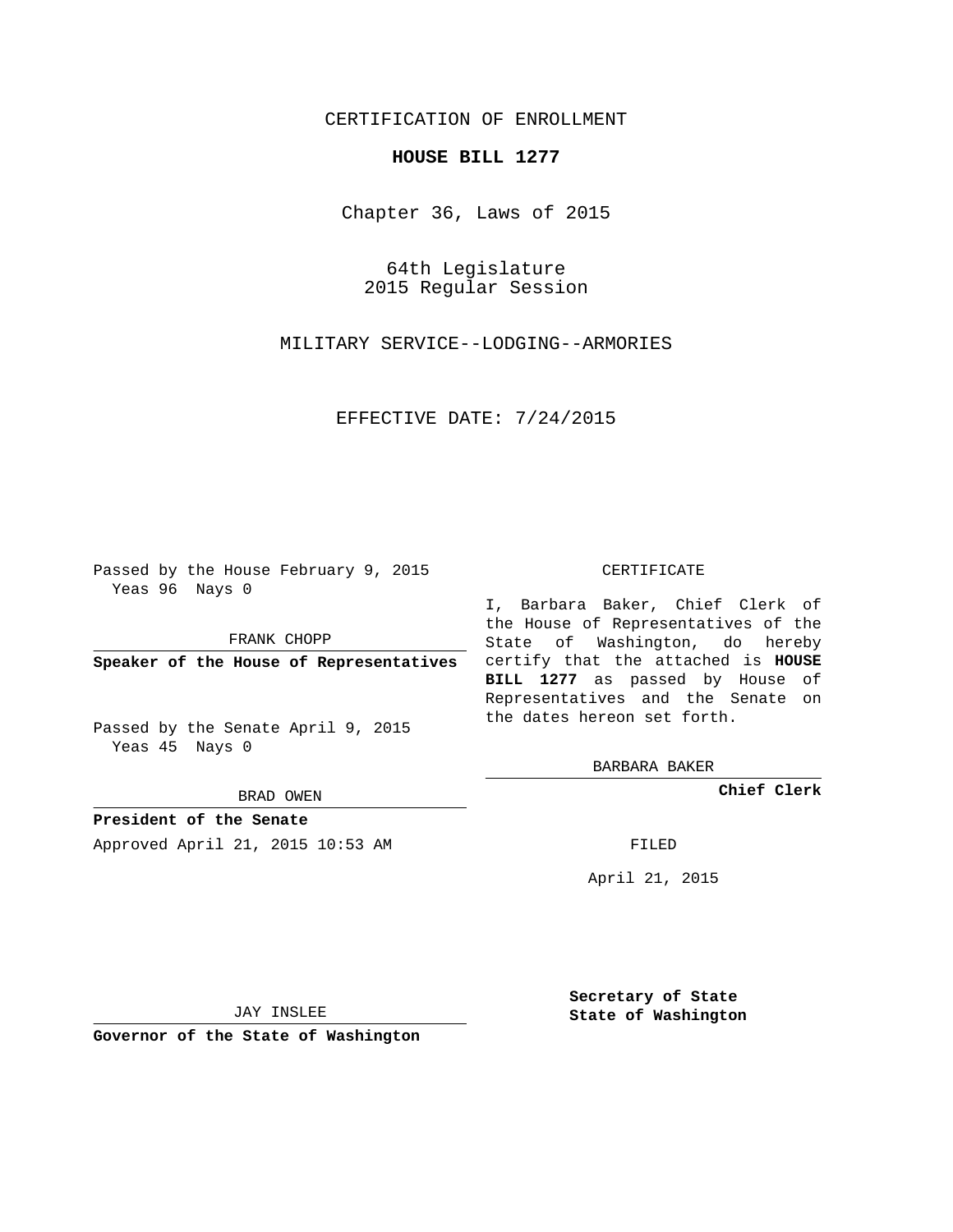CERTIFICATION OF ENROLLMENT

**HOUSE BILL 1277**

Chapter 36, Laws of 2015

64th Legislature
2015 Regular Session

MILITARY SERVICE--LODGING--ARMORIES

EFFECTIVE DATE: 7/24/2015

Passed by the House February 9, 2015
Yeas 96 Nays 0

FRANK CHOPP

**Speaker of the House of Representatives**

Passed by the Senate April 9, 2015
Yeas 45 Nays 0

BRAD OWEN

**President of the Senate**

Approved April 21, 2015 10:53 AM

JAY INSLEE

**Governor of the State of Washington**

CERTIFICATE

I, Barbara Baker, Chief Clerk of the House of Representatives of the State of Washington, do hereby certify that the attached is **HOUSE BILL 1277** as passed by House of Representatives and the Senate on the dates hereon set forth.

BARBARA BAKER

**Chief Clerk**

FILED

April 21, 2015

**Secretary of State**
**State of Washington**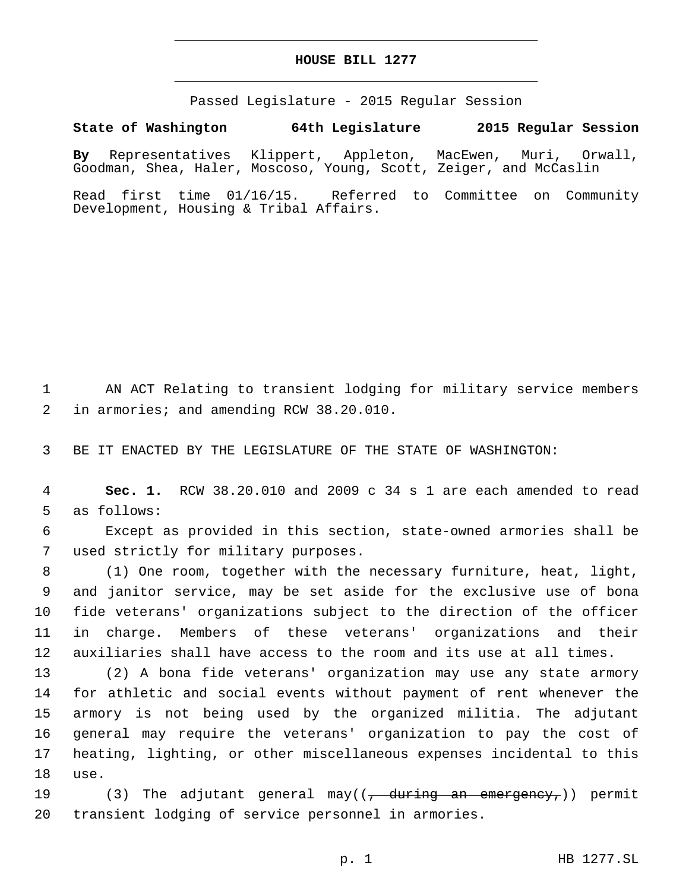# HOUSE BILL 1277

Passed Legislature - 2015 Regular Session

**State of Washington 64th Legislature 2015 Regular Session**

**By** Representatives Klippert, Appleton, MacEwen, Muri, Orwall, Goodman, Shea, Haler, Moscoso, Young, Scott, Zeiger, and McCaslin

Read first time 01/16/15. Referred to Committee on Community Development, Housing & Tribal Affairs.

AN ACT Relating to transient lodging for military service members in armories; and amending RCW 38.20.010.

BE IT ENACTED BY THE LEGISLATURE OF THE STATE OF WASHINGTON:

**Sec. 1.** RCW 38.20.010 and 2009 c 34 s 1 are each amended to read as follows:

Except as provided in this section, state-owned armories shall be used strictly for military purposes.

(1) One room, together with the necessary furniture, heat, light, and janitor service, may be set aside for the exclusive use of bona fide veterans' organizations subject to the direction of the officer in charge. Members of these veterans' organizations and their auxiliaries shall have access to the room and its use at all times.

(2) A bona fide veterans' organization may use any state armory for athletic and social events without payment of rent whenever the armory is not being used by the organized militia. The adjutant general may require the veterans' organization to pay the cost of heating, lighting, or other miscellaneous expenses incidental to this use.

(3) The adjutant general may((~~, during an emergency,~~)) permit transient lodging of service personnel in armories.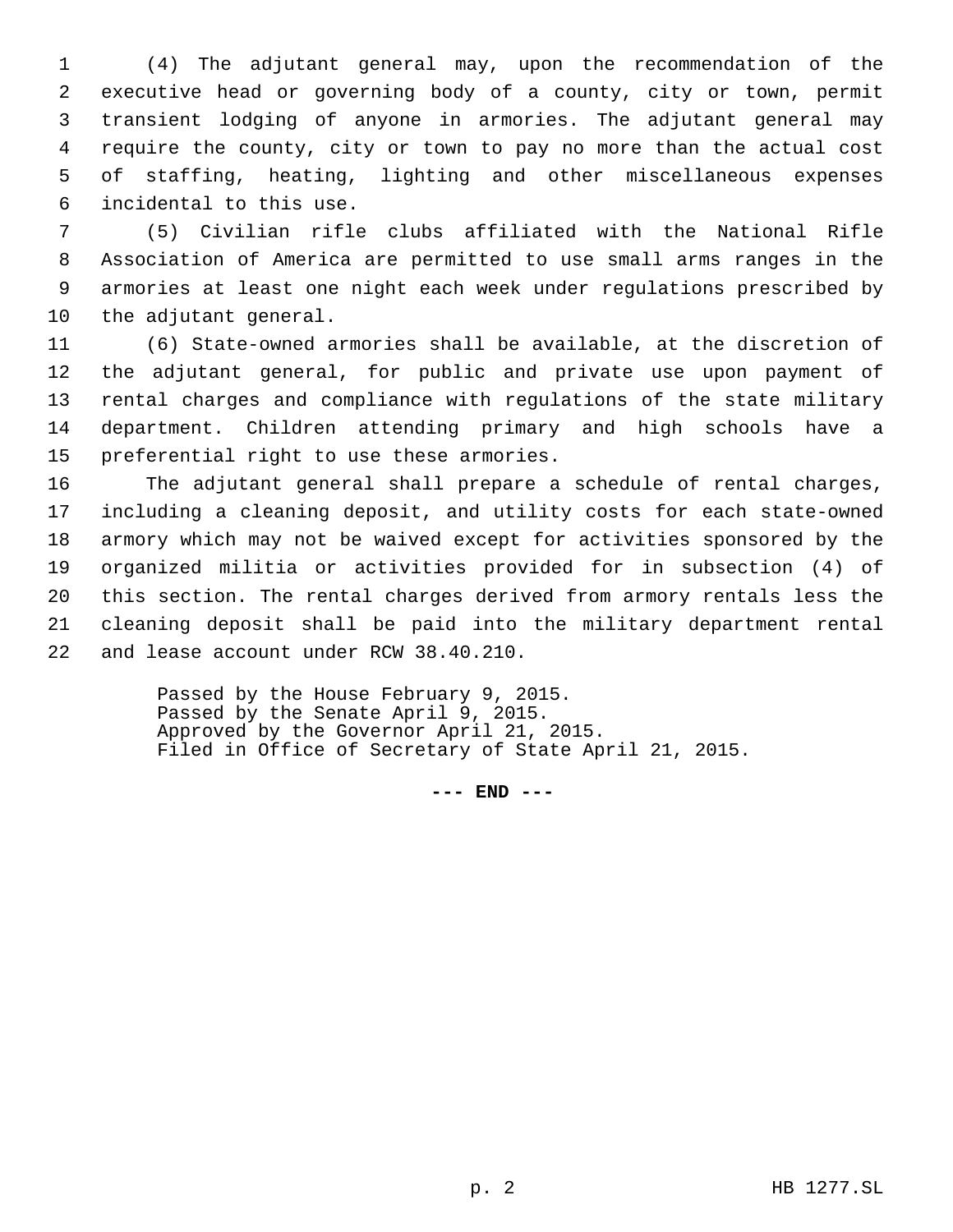(4) The adjutant general may, upon the recommendation of the executive head or governing body of a county, city or town, permit transient lodging of anyone in armories. The adjutant general may require the county, city or town to pay no more than the actual cost of staffing, heating, lighting and other miscellaneous expenses incidental to this use.

(5) Civilian rifle clubs affiliated with the National Rifle Association of America are permitted to use small arms ranges in the armories at least one night each week under regulations prescribed by the adjutant general.

(6) State-owned armories shall be available, at the discretion of the adjutant general, for public and private use upon payment of rental charges and compliance with regulations of the state military department. Children attending primary and high schools have a preferential right to use these armories.

The adjutant general shall prepare a schedule of rental charges, including a cleaning deposit, and utility costs for each state-owned armory which may not be waived except for activities sponsored by the organized militia or activities provided for in subsection (4) of this section. The rental charges derived from armory rentals less the cleaning deposit shall be paid into the military department rental and lease account under RCW 38.40.210.

Passed by the House February 9, 2015.
Passed by the Senate April 9, 2015.
Approved by the Governor April 21, 2015.
Filed in Office of Secretary of State April 21, 2015.

**--- END ---**